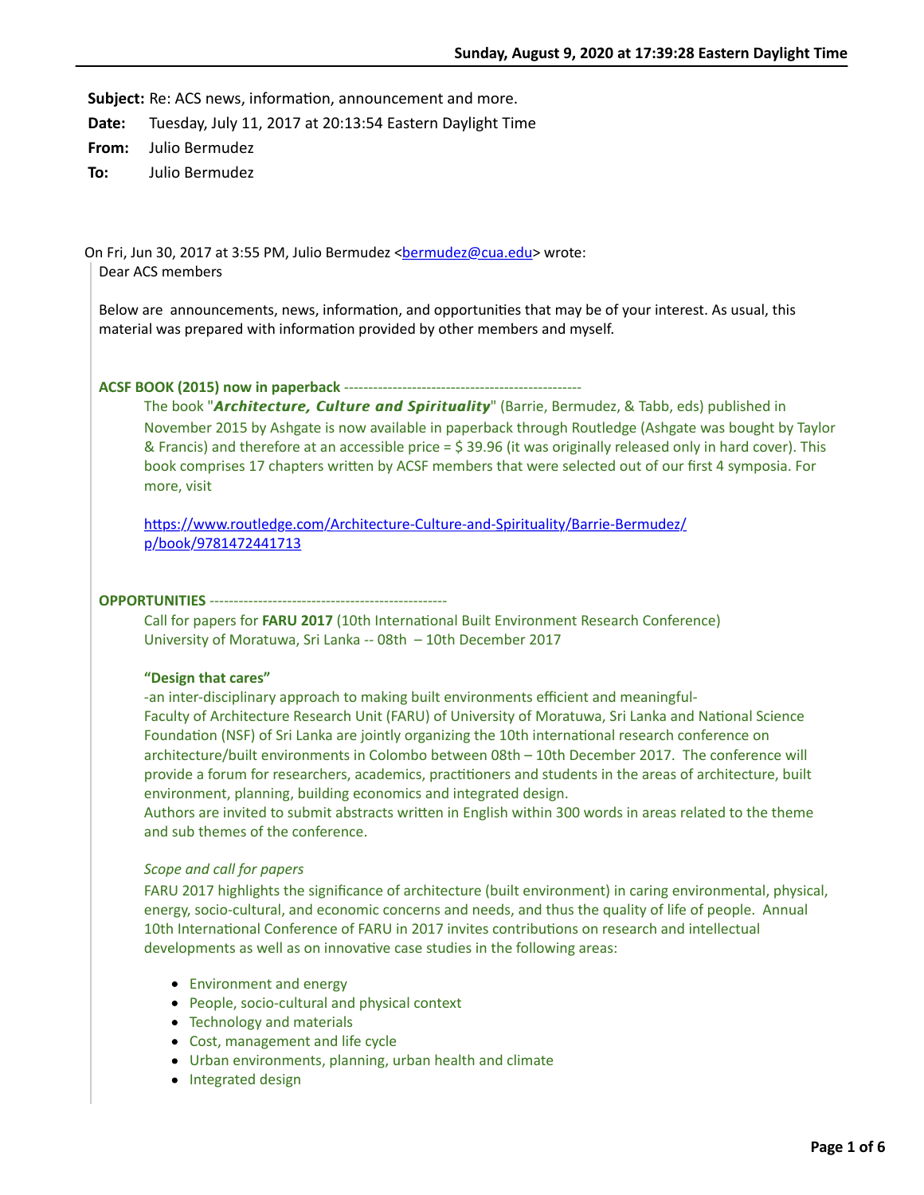**Subject:** Re: ACS news, information, announcement and more.

**Date:** Tuesday, July 11, 2017 at 20:13:54 Eastern Daylight Time

**From:** Julio Bermudez

**To:** Julio Bermudez

On Fri, Jun 30, 2017 at 3:55 PM, Julio Bermudez <bermudez@cua.edu> wrote:

Dear ACS members

Below are announcements, news, information, and opportunities that may be of your interest. As usual, this material was prepared with information provided by other members and myself.

**ACSF BOOK (2015) now in paperback** -------------------------------------------------

The book "***Architecture, Culture and Spirituality***" (Barrie, Bermudez, & Tabb, eds) published in November 2015 by Ashgate is now available in paperback through Routledge (Ashgate was bought by Taylor & Francis) and therefore at an accessible price = $ 39.96 (it was originally released only in hard cover). This book comprises 17 chapters written by ACSF members that were selected out of our first 4 symposia. For more, visit

https://www.routledge.com/Architecture-Culture-and-Spirituality/Barrie-Bermudez/p/book/9781472441713

**OPPORTUNITIES** -------------------------------------------------

Call for papers for **FARU 2017** (10th International Built Environment Research Conference)
University of Moratuwa, Sri Lanka -- 08th – 10th December 2017

**"Design that cares"**
-an inter-disciplinary approach to making built environments efficient and meaningful-
Faculty of Architecture Research Unit (FARU) of University of Moratuwa, Sri Lanka and National Science Foundation (NSF) of Sri Lanka are jointly organizing the 10th international research conference on architecture/built environments in Colombo between 08th – 10th December 2017. The conference will provide a forum for researchers, academics, practitioners and students in the areas of architecture, built environment, planning, building economics and integrated design.
Authors are invited to submit abstracts written in English within 300 words in areas related to the theme and sub themes of the conference.

*Scope and call for papers*

FARU 2017 highlights the significance of architecture (built environment) in caring environmental, physical, energy, socio-cultural, and economic concerns and needs, and thus the quality of life of people. Annual 10th International Conference of FARU in 2017 invites contributions on research and intellectual developments as well as on innovative case studies in the following areas:

- Environment and energy
- People, socio-cultural and physical context
- Technology and materials
- Cost, management and life cycle
- Urban environments, planning, urban health and climate
- Integrated design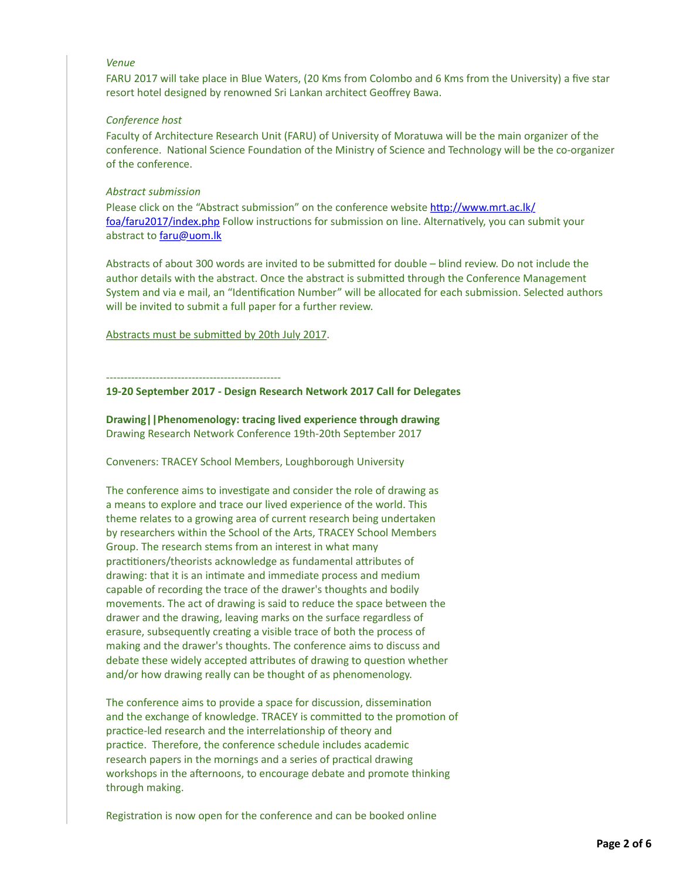*Venue*

FARU 2017 will take place in Blue Waters, (20 Kms from Colombo and 6 Kms from the University) a five star resort hotel designed by renowned Sri Lankan architect Geoffrey Bawa.

*Conference host*

Faculty of Architecture Research Unit (FARU) of University of Moratuwa will be the main organizer of the conference. National Science Foundation of the Ministry of Science and Technology will be the co-organizer of the conference.

*Abstract submission*

Please click on the "Abstract submission" on the conference website [http://www.mrt.ac.lk/foa/faru2017/index.php](http://www.mrt.ac.lk/foa/faru2017/index.php) Follow instructions for submission on line. Alternatively, you can submit your abstract to [faru@uom.lk](mailto:faru@uom.lk)

Abstracts of about 300 words are invited to be submitted for double – blind review. Do not include the author details with the abstract. Once the abstract is submitted through the Conference Management System and via e mail, an "Identification Number" will be allocated for each submission. Selected authors will be invited to submit a full paper for a further review.

<u>Abstracts must be submitted by 20th July 2017</u>.

-------------------------------------------------

**19-20 September 2017 - Design Research Network 2017 Call for Delegates**

**Drawing||Phenomenology: tracing lived experience through drawing**
Drawing Research Network Conference 19th-20th September 2017

Conveners: TRACEY School Members, Loughborough University

The conference aims to investigate and consider the role of drawing as a means to explore and trace our lived experience of the world. This theme relates to a growing area of current research being undertaken by researchers within the School of the Arts, TRACEY School Members Group. The research stems from an interest in what many practitioners/theorists acknowledge as fundamental attributes of drawing: that it is an intimate and immediate process and medium capable of recording the trace of the drawer's thoughts and bodily movements. The act of drawing is said to reduce the space between the drawer and the drawing, leaving marks on the surface regardless of erasure, subsequently creating a visible trace of both the process of making and the drawer's thoughts. The conference aims to discuss and debate these widely accepted attributes of drawing to question whether and/or how drawing really can be thought of as phenomenology.

The conference aims to provide a space for discussion, dissemination and the exchange of knowledge. TRACEY is committed to the promotion of practice-led research and the interrelationship of theory and practice. Therefore, the conference schedule includes academic research papers in the mornings and a series of practical drawing workshops in the afternoons, to encourage debate and promote thinking through making.

Registration is now open for the conference and can be booked online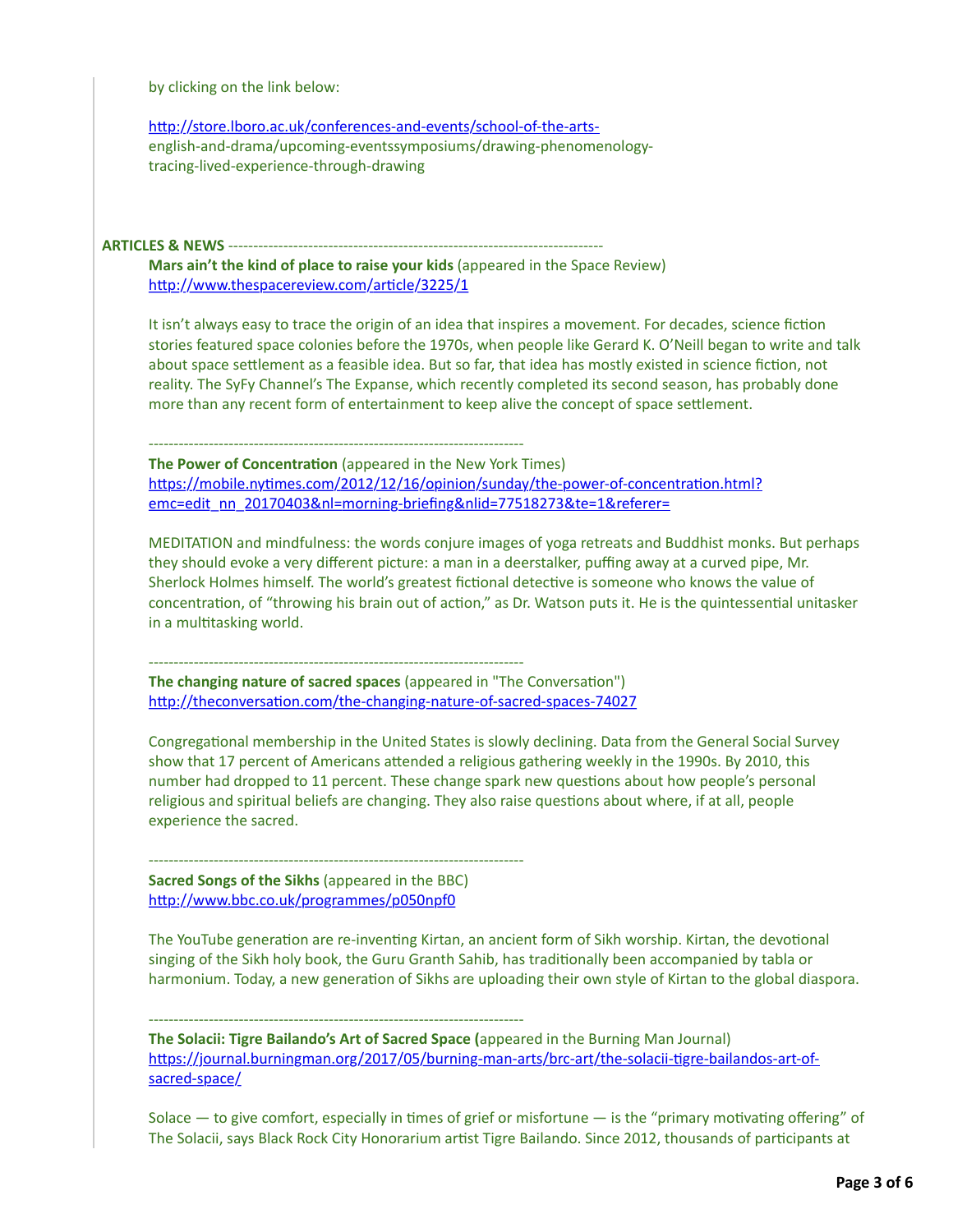by clicking on the link below:

http://store.lboro.ac.uk/conferences-and-events/school-of-the-arts-english-and-drama/upcoming-eventssymposiums/drawing-phenomenology-tracing-lived-experience-through-drawing

**ARTICLES & NEWS** ---------------------------------------------------------------------------

**Mars ain't the kind of place to raise your kids** (appeared in the Space Review)
http://www.thespacereview.com/article/3225/1

It isn't always easy to trace the origin of an idea that inspires a movement. For decades, science fiction stories featured space colonies before the 1970s, when people like Gerard K. O'Neill began to write and talk about space settlement as a feasible idea. But so far, that idea has mostly existed in science fiction, not reality. The SyFy Channel's The Expanse, which recently completed its second season, has probably done more than any recent form of entertainment to keep alive the concept of space settlement.

---------------------------------------------------------------------------

**The Power of Concentration** (appeared in the New York Times)
https://mobile.nytimes.com/2012/12/16/opinion/sunday/the-power-of-concentration.html?emc=edit_nn_20170403&nl=morning-briefing&nlid=77518273&te=1&referer=

MEDITATION and mindfulness: the words conjure images of yoga retreats and Buddhist monks. But perhaps they should evoke a very different picture: a man in a deerstalker, puffing away at a curved pipe, Mr. Sherlock Holmes himself. The world's greatest fictional detective is someone who knows the value of concentration, of "throwing his brain out of action," as Dr. Watson puts it. He is the quintessential unitasker in a multitasking world.

---------------------------------------------------------------------------

**The changing nature of sacred spaces** (appeared in "The Conversation")
http://theconversation.com/the-changing-nature-of-sacred-spaces-74027

Congregational membership in the United States is slowly declining. Data from the General Social Survey show that 17 percent of Americans attended a religious gathering weekly in the 1990s. By 2010, this number had dropped to 11 percent. These change spark new questions about how people's personal religious and spiritual beliefs are changing. They also raise questions about where, if at all, people experience the sacred.

---------------------------------------------------------------------------

**Sacred Songs of the Sikhs** (appeared in the BBC)
http://www.bbc.co.uk/programmes/p050npf0

The YouTube generation are re-inventing Kirtan, an ancient form of Sikh worship. Kirtan, the devotional singing of the Sikh holy book, the Guru Granth Sahib, has traditionally been accompanied by tabla or harmonium. Today, a new generation of Sikhs are uploading their own style of Kirtan to the global diaspora.

---------------------------------------------------------------------------

**The Solacii: Tigre Bailando's Art of Sacred Space (**appeared in the Burning Man Journal)
https://journal.burningman.org/2017/05/burning-man-arts/brc-art/the-solacii-tigre-bailandos-art-of-sacred-space/

Solace — to give comfort, especially in times of grief or misfortune — is the "primary motivating offering" of The Solacii, says Black Rock City Honorarium artist Tigre Bailando. Since 2012, thousands of participants at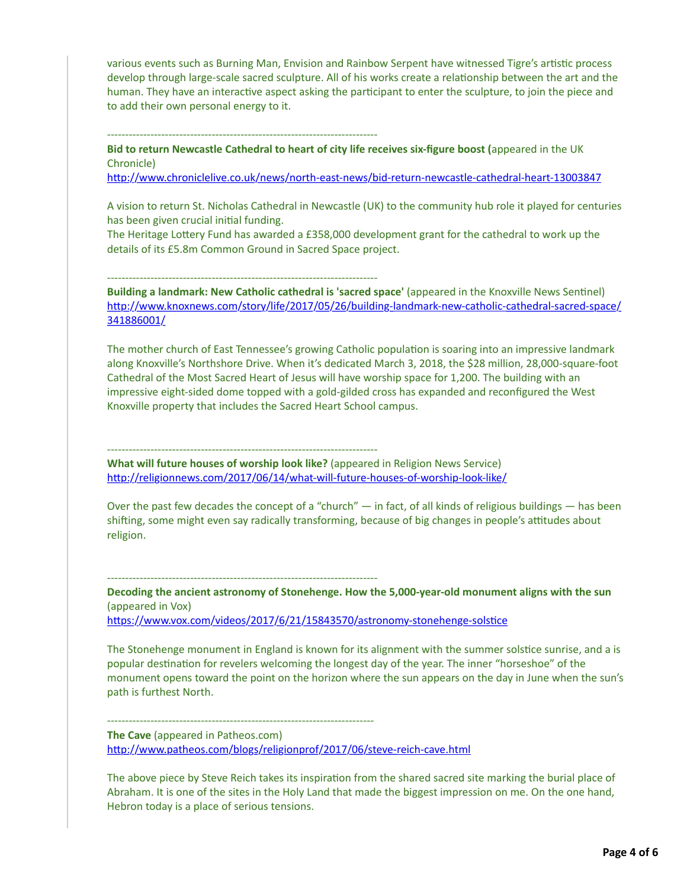various events such as Burning Man, Envision and Rainbow Serpent have witnessed Tigre's artistic process develop through large-scale sacred sculpture. All of his works create a relationship between the art and the human. They have an interactive aspect asking the participant to enter the sculpture, to join the piece and to add their own personal energy to it.

---------------------------------------------------------------------------

**Bid to return Newcastle Cathedral to heart of city life receives six-figure boost (**appeared in the UK Chronicle)
http://www.chroniclelive.co.uk/news/north-east-news/bid-return-newcastle-cathedral-heart-13003847

A vision to return St. Nicholas Cathedral in Newcastle (UK) to the community hub role it played for centuries has been given crucial initial funding.
The Heritage Lottery Fund has awarded a £358,000 development grant for the cathedral to work up the details of its £5.8m Common Ground in Sacred Space project.

---------------------------------------------------------------------------

**Building a landmark: New Catholic cathedral is 'sacred space'** (appeared in the Knoxville News Sentinel)
http://www.knoxnews.com/story/life/2017/05/26/building-landmark-new-catholic-cathedral-sacred-space/341886001/

The mother church of East Tennessee's growing Catholic population is soaring into an impressive landmark along Knoxville's Northshore Drive. When it's dedicated March 3, 2018, the $28 million, 28,000-square-foot Cathedral of the Most Sacred Heart of Jesus will have worship space for 1,200. The building with an impressive eight-sided dome topped with a gold-gilded cross has expanded and reconfigured the West Knoxville property that includes the Sacred Heart School campus.

---------------------------------------------------------------------------

**What will future houses of worship look like?** (appeared in Religion News Service)
http://religionnews.com/2017/06/14/what-will-future-houses-of-worship-look-like/

Over the past few decades the concept of a "church" — in fact, of all kinds of religious buildings — has been shifting, some might even say radically transforming, because of big changes in people's attitudes about religion.

---------------------------------------------------------------------------

**Decoding the ancient astronomy of Stonehenge. How the 5,000-year-old monument aligns with the sun** (appeared in Vox)
https://www.vox.com/videos/2017/6/21/15843570/astronomy-stonehenge-solstice

The Stonehenge monument in England is known for its alignment with the summer solstice sunrise, and a is popular destination for revelers welcoming the longest day of the year. The inner "horseshoe" of the monument opens toward the point on the horizon where the sun appears on the day in June when the sun's path is furthest North.

---------------------------------------------------------------------------

**The Cave** (appeared in Patheos.com)
http://www.patheos.com/blogs/religionprof/2017/06/steve-reich-cave.html

The above piece by Steve Reich takes its inspiration from the shared sacred site marking the burial place of Abraham. It is one of the sites in the Holy Land that made the biggest impression on me. On the one hand, Hebron today is a place of serious tensions.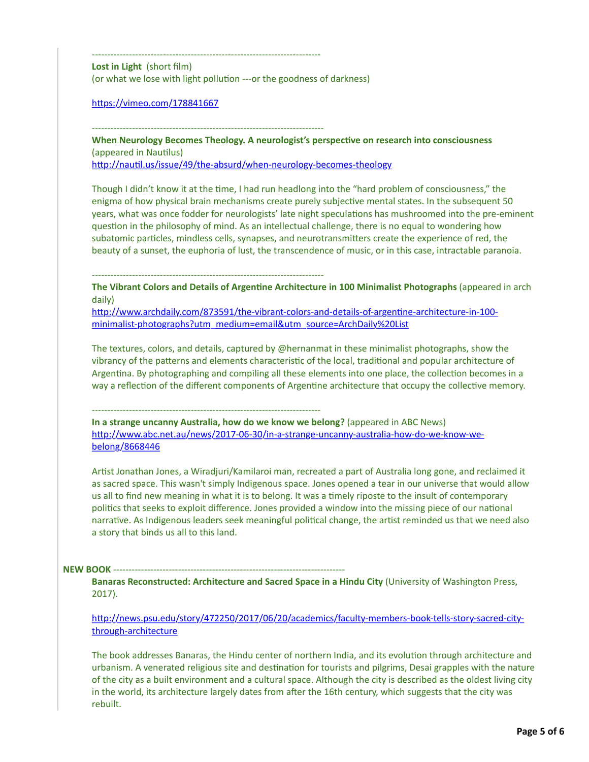--------------------------------------------------------------------------

**Lost in Light** (short film)
(or what we lose with light pollution ---or the goodness of darkness)

https://vimeo.com/178841667

--------------------------------------------------------------------------

**When Neurology Becomes Theology. A neurologist's perspective on research into consciousness**
(appeared in Nautilus)
http://nautil.us/issue/49/the-absurd/when-neurology-becomes-theology

Though I didn't know it at the time, I had run headlong into the "hard problem of consciousness," the enigma of how physical brain mechanisms create purely subjective mental states. In the subsequent 50 years, what was once fodder for neurologists' late night speculations has mushroomed into the pre-eminent question in the philosophy of mind. As an intellectual challenge, there is no equal to wondering how subatomic particles, mindless cells, synapses, and neurotransmitters create the experience of red, the beauty of a sunset, the euphoria of lust, the transcendence of music, or in this case, intractable paranoia.

--------------------------------------------------------------------------

**The Vibrant Colors and Details of Argentine Architecture in 100 Minimalist Photographs** (appeared in arch daily)
http://www.archdaily.com/873591/the-vibrant-colors-and-details-of-argentine-architecture-in-100-minimalist-photographs?utm_medium=email&utm_source=ArchDaily%20List

The textures, colors, and details, captured by @hernanmat in these minimalist photographs, show the vibrancy of the patterns and elements characteristic of the local, traditional and popular architecture of Argentina. By photographing and compiling all these elements into one place, the collection becomes in a way a reflection of the different components of Argentine architecture that occupy the collective memory.

--------------------------------------------------------------------------

**In a strange uncanny Australia, how do we know we belong?** (appeared in ABC News)
http://www.abc.net.au/news/2017-06-30/in-a-strange-uncanny-australia-how-do-we-know-we-belong/8668446

Artist Jonathan Jones, a Wiradjuri/Kamilaroi man, recreated a part of Australia long gone, and reclaimed it as sacred space. This wasn't simply Indigenous space. Jones opened a tear in our universe that would allow us all to find new meaning in what it is to belong. It was a timely riposte to the insult of contemporary politics that seeks to exploit difference. Jones provided a window into the missing piece of our national narrative. As Indigenous leaders seek meaningful political change, the artist reminded us that we need also a story that binds us all to this land.

**NEW BOOK** --------------------------------------------------------------------------

**Banaras Reconstructed: Architecture and Sacred Space in a Hindu City** (University of Washington Press, 2017).

http://news.psu.edu/story/472250/2017/06/20/academics/faculty-members-book-tells-story-sacred-city-through-architecture

The book addresses Banaras, the Hindu center of northern India, and its evolution through architecture and urbanism. A venerated religious site and destination for tourists and pilgrims, Desai grapples with the nature of the city as a built environment and a cultural space. Although the city is described as the oldest living city in the world, its architecture largely dates from after the 16th century, which suggests that the city was rebuilt.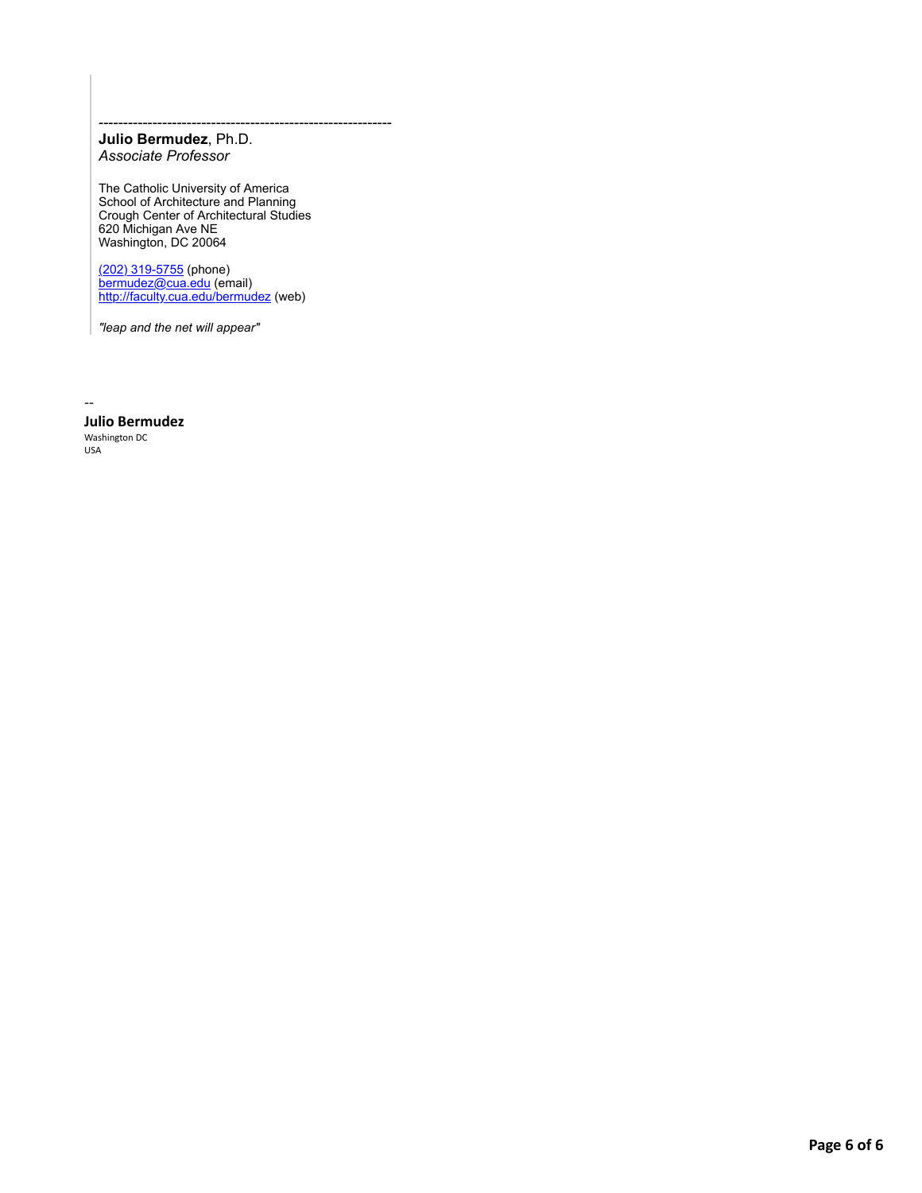------------------------------------------------------------

**Julio Bermudez**, Ph.D.
*Associate Professor*

The Catholic University of America
School of Architecture and Planning
Crough Center of Architectural Studies
620 Michigan Ave NE
Washington, DC 20064

(202) 319-5755 (phone)
bermudez@cua.edu (email)
http://faculty.cua.edu/bermudez (web)

*"leap and the net will appear"*

--

**Julio Bermudez**
Washington DC
USA